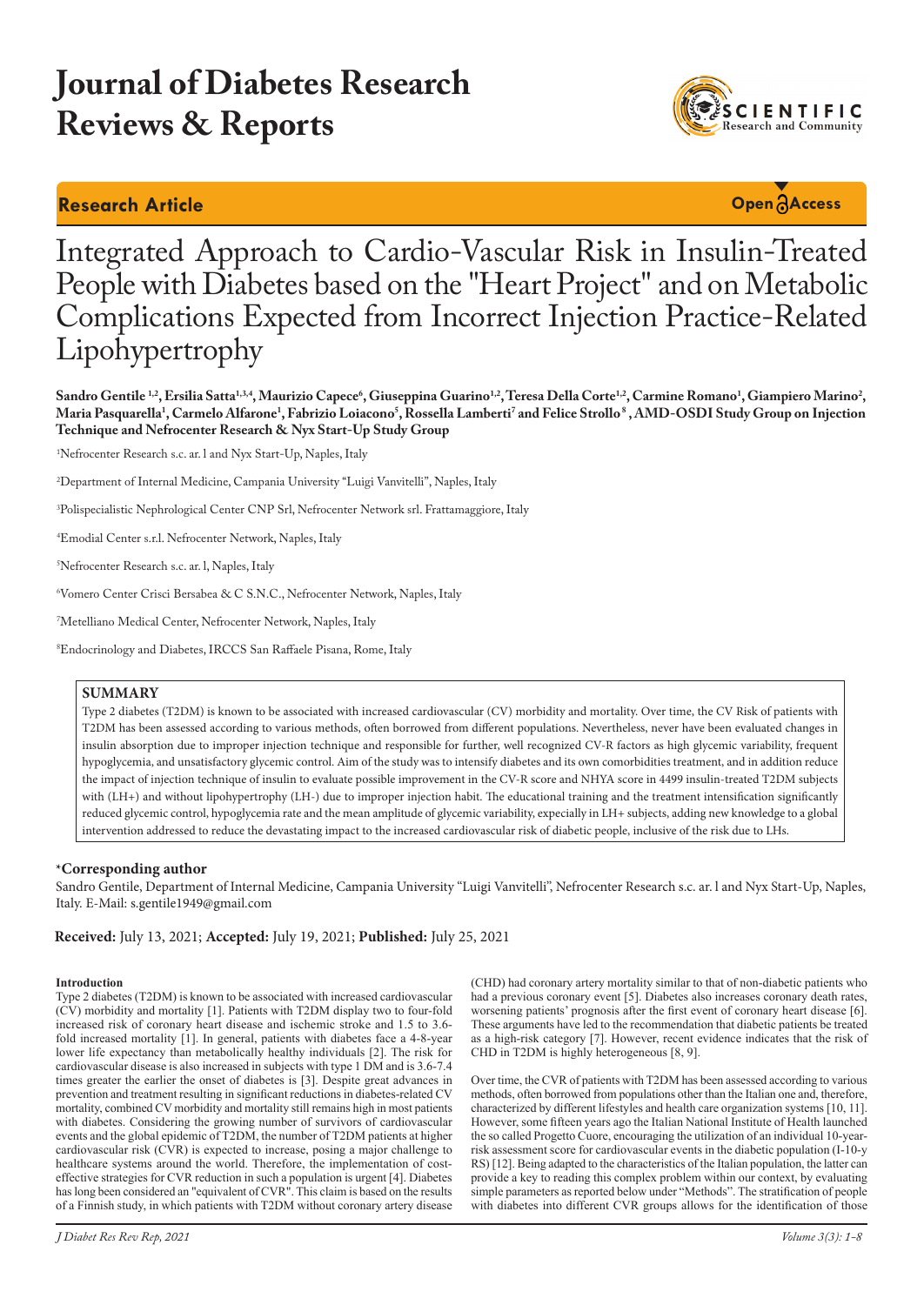# Journal of Diabetes Research Reviews & Reports

**Research Article**

**Open Access**

# Integrated Approach to Cardio-Vascular Risk in Insulin-Treated People with Diabetes based on the "Heart Project" and on Metabolic Complications Expected from Incorrect Injection Practice-Related Lipohypertrophy

**Sandro Gentile [1,2], Ersilia Satta[1,3,4], Maurizio Capece[6], Giuseppina Guarino[1,2], Teresa Della Corte[1,2], Carmine Romano[1], Giampiero Marino[2], Maria Pasquarella[1], Carmelo Alfarone[1], Fabrizio Loiacono[5], Rossella Lamberti[7] and Felice Strollo [8] , AMD-OSDI Study Group on Injection Technique and Nefrocenter Research & Nyx Start-Up Study Group**

[1]Nefrocenter Research s.c. ar. l and Nyx Start-Up, Naples, Italy

[2]Department of Internal Medicine, Campania University "Luigi Vanvitelli", Naples, Italy

[3]Polispecialistic Nephrological Center CNP Srl, Nefrocenter Network srl. Frattamaggiore, Italy

[4]Emodial Center s.r.l. Nefrocenter Network, Naples, Italy

[5]Nefrocenter Research s.c. ar. l, Naples, Italy

[6]Vomero Center Crisci Bersabea & C S.N.C., Nefrocenter Network, Naples, Italy

[7]Metelliano Medical Center, Nefrocenter Network, Naples, Italy

[8]Endocrinology and Diabetes, IRCCS San Raffaele Pisana, Rome, Italy

## SUMMARY

Type 2 diabetes (T2DM) is known to be associated with increased cardiovascular (CV) morbidity and mortality. Over time, the CV Risk of patients with T2DM has been assessed according to various methods, often borrowed from different populations. Nevertheless, never have been evaluated changes in insulin absorption due to improper injection technique and responsible for further, well recognized CV-R factors as high glycemic variability, frequent hypoglycemia, and unsatisfactory glycemic control. Aim of the study was to intensify diabetes and its own comorbidities treatment, and in addition reduce the impact of injection technique of insulin to evaluate possible improvement in the CV-R score and NHYA score in 4499 insulin-treated T2DM subjects with (LH+) and without lipohypertrophy (LH-) due to improper injection habit. The educational training and the treatment intensification significantly reduced glycemic control, hypoglycemia rate and the mean amplitude of glycemic variability, expecially in LH+ subjects, adding new knowledge to a global intervention addressed to reduce the devastating impact to the increased cardiovascular risk of diabetic people, inclusive of the risk due to LHs.

**\*Corresponding author**

Sandro Gentile, Department of Internal Medicine, Campania University "Luigi Vanvitelli", Nefrocenter Research s.c. ar. l and Nyx Start-Up, Naples, Italy. E-Mail: s.gentile1949@gmail.com

**Received:** July 13, 2021; **Accepted:** July 19, 2021; **Published:** July 25, 2021

## Introduction

Type 2 diabetes (T2DM) is known to be associated with increased cardiovascular (CV) morbidity and mortality [1]. Patients with T2DM display two to four-fold increased risk of coronary heart disease and ischemic stroke and 1.5 to 3.6-fold increased mortality [1]. In general, patients with diabetes face a 4-8-year lower life expectancy than metabolically healthy individuals [2]. The risk for cardiovascular disease is also increased in subjects with type 1 DM and is 3.6-7.4 times greater the earlier the onset of diabetes is [3]. Despite great advances in prevention and treatment resulting in significant reductions in diabetes-related CV mortality, combined CV morbidity and mortality still remains high in most patients with diabetes. Considering the growing number of survivors of cardiovascular events and the global epidemic of T2DM, the number of T2DM patients at higher cardiovascular risk (CVR) is expected to increase, posing a major challenge to healthcare systems around the world. Therefore, the implementation of cost-effective strategies for CVR reduction in such a population is urgent [4]. Diabetes has long been considered an "equivalent of CVR". This claim is based on the results of a Finnish study, in which patients with T2DM without coronary artery disease (CHD) had coronary artery mortality similar to that of non-diabetic patients who had a previous coronary event [5]. Diabetes also increases coronary death rates, worsening patients' prognosis after the first event of coronary heart disease [6]. These arguments have led to the recommendation that diabetic patients be treated as a high-risk category [7]. However, recent evidence indicates that the risk of CHD in T2DM is highly heterogeneous [8, 9].

Over time, the CVR of patients with T2DM has been assessed according to various methods, often borrowed from populations other than the Italian one and, therefore, characterized by different lifestyles and health care organization systems [10, 11]. However, some fifteen years ago the Italian National Institute of Health launched the so called Progetto Cuore, encouraging the utilization of an individual 10-year-risk assessment score for cardiovascular events in the diabetic population (I-10-y RS) [12]. Being adapted to the characteristics of the Italian population, the latter can provide a key to reading this complex problem within our context, by evaluating simple parameters as reported below under "Methods". The stratification of people with diabetes into different CVR groups allows for the identification of those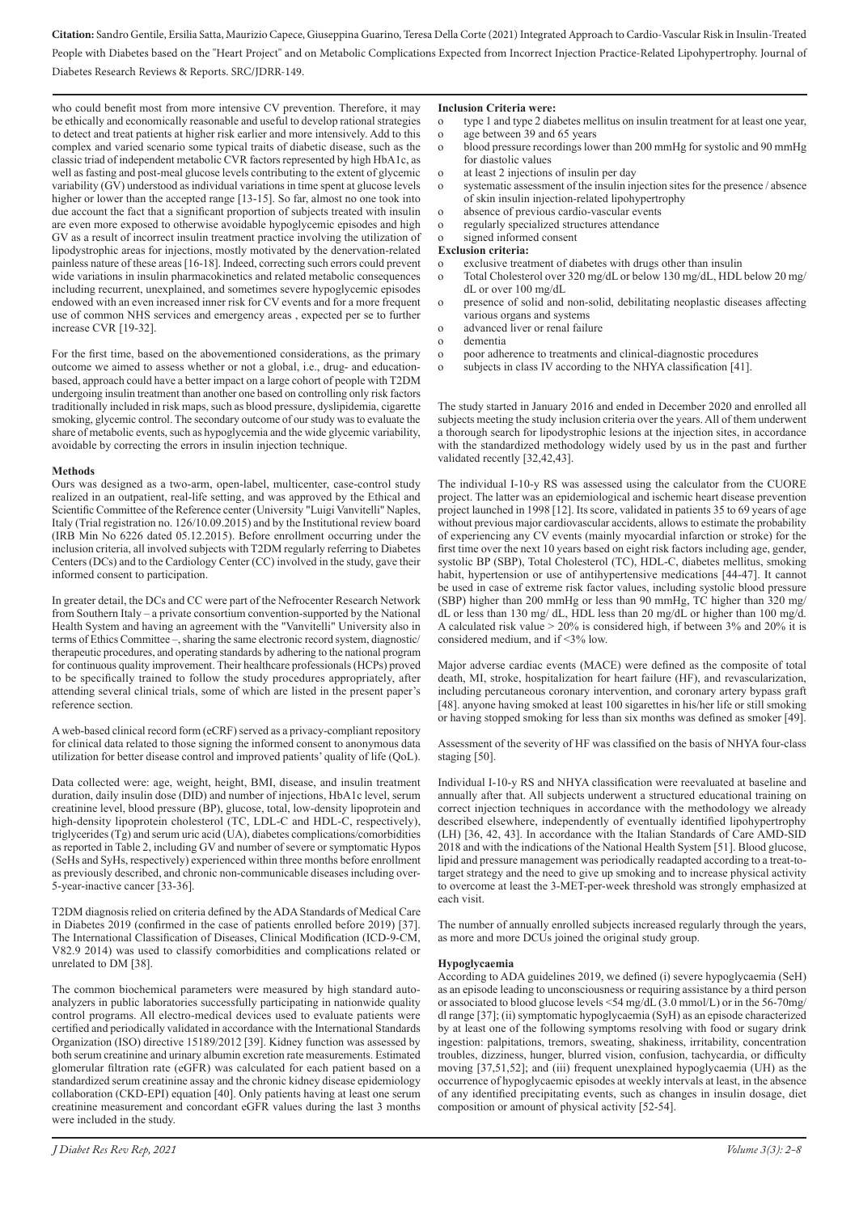who could benefit most from more intensive CV prevention. Therefore, it may be ethically and economically reasonable and useful to develop rational strategies to detect and treat patients at higher risk earlier and more intensively. Add to this complex and varied scenario some typical traits of diabetic disease, such as the classic triad of independent metabolic CVR factors represented by high HbA1c, as well as fasting and post-meal glucose levels contributing to the extent of glycemic variability (GV) understood as individual variations in time spent at glucose levels higher or lower than the accepted range [13-15]. So far, almost no one took into due account the fact that a significant proportion of subjects treated with insulin are even more exposed to otherwise avoidable hypoglycemic episodes and high GV as a result of incorrect insulin treatment practice involving the utilization of lipodystrophic areas for injections, mostly motivated by the denervation-related painless nature of these areas [16-18]. Indeed, correcting such errors could prevent wide variations in insulin pharmacokinetics and related metabolic consequences including recurrent, unexplained, and sometimes severe hypoglycemic episodes endowed with an even increased inner risk for CV events and for a more frequent use of common NHS services and emergency areas , expected per se to further increase CVR [19-32].

For the first time, based on the abovementioned considerations, as the primary outcome we aimed to assess whether or not a global, i.e., drug- and education-based, approach could have a better impact on a large cohort of people with T2DM undergoing insulin treatment than another one based on controlling only risk factors traditionally included in risk maps, such as blood pressure, dyslipidemia, cigarette smoking, glycemic control. The secondary outcome of our study was to evaluate the share of metabolic events, such as hypoglycemia and the wide glycemic variability, avoidable by correcting the errors in insulin injection technique.

## Methods

Ours was designed as a two-arm, open-label, multicenter, case-control study realized in an outpatient, real-life setting, and was approved by the Ethical and Scientific Committee of the Reference center (University "Luigi Vanvitelli" Naples, Italy (Trial registration no. 126/10.09.2015) and by the Institutional review board (IRB Min No 6226 dated 05.12.2015). Before enrollment occurring under the inclusion criteria, all involved subjects with T2DM regularly referring to Diabetes Centers (DCs) and to the Cardiology Center (CC) involved in the study, gave their informed consent to participation.

In greater detail, the DCs and CC were part of the Nefrocenter Research Network from Southern Italy – a private consortium convention-supported by the National Health System and having an agreement with the "Vanvitelli" University also in terms of Ethics Committee –, sharing the same electronic record system, diagnostic/therapeutic procedures, and operating standards by adhering to the national program for continuous quality improvement. Their healthcare professionals (HCPs) proved to be specifically trained to follow the study procedures appropriately, after attending several clinical trials, some of which are listed in the present paper's reference section.

A web-based clinical record form (eCRF) served as a privacy-compliant repository for clinical data related to those signing the informed consent to anonymous data utilization for better disease control and improved patients' quality of life (QoL).

Data collected were: age, weight, height, BMI, disease, and insulin treatment duration, daily insulin dose (DID) and number of injections, HbA1c level, serum creatinine level, blood pressure (BP), glucose, total, low-density lipoprotein and high-density lipoprotein cholesterol (TC, LDL-C and HDL-C, respectively), triglycerides (Tg) and serum uric acid (UA), diabetes complications/comorbidities as reported in Table 2, including GV and number of severe or symptomatic Hypos (SeHs and SyHs, respectively) experienced within three months before enrollment as previously described, and chronic non-communicable diseases including over-5-year-inactive cancer [33-36].

T2DM diagnosis relied on criteria defined by the ADA Standards of Medical Care in Diabetes 2019 (confirmed in the case of patients enrolled before 2019) [37]. The International Classification of Diseases, Clinical Modification (ICD-9-CM, V82.9 2014) was used to classify comorbidities and complications related or unrelated to DM [38].

The common biochemical parameters were measured by high standard auto-analyzers in public laboratories successfully participating in nationwide quality control programs. All electro-medical devices used to evaluate patients were certified and periodically validated in accordance with the International Standards Organization (ISO) directive 15189/2012 [39]. Kidney function was assessed by both serum creatinine and urinary albumin excretion rate measurements. Estimated glomerular filtration rate (eGFR) was calculated for each patient based on a standardized serum creatinine assay and the chronic kidney disease epidemiology collaboration (CKD-EPI) equation [40]. Only patients having at least one serum creatinine measurement and concordant eGFR values during the last 3 months were included in the study.

**Inclusion Criteria were:**

- type 1 and type 2 diabetes mellitus on insulin treatment for at least one year,
- age between 39 and 65 years
- blood pressure recordings lower than 200 mmHg for systolic and 90 mmHg for diastolic values
- at least 2 injections of insulin per day
- systematic assessment of the insulin injection sites for the presence / absence of skin insulin injection-related lipohypertrophy
- absence of previous cardio-vascular events
- regularly specialized structures attendance
- signed informed consent

**Exclusion criteria:**

- exclusive treatment of diabetes with drugs other than insulin
- Total Cholesterol over 320 mg/dL or below 130 mg/dL, HDL below 20 mg/dL or over 100 mg/dL
- presence of solid and non-solid, debilitating neoplastic diseases affecting various organs and systems
- advanced liver or renal failure
- dementia
- poor adherence to treatments and clinical-diagnostic procedures
- subjects in class IV according to the NHYA classification [41].

The study started in January 2016 and ended in December 2020 and enrolled all subjects meeting the study inclusion criteria over the years. All of them underwent a thorough search for lipodystrophic lesions at the injection sites, in accordance with the standardized methodology widely used by us in the past and further validated recently [32,42,43].

The individual I-10-y RS was assessed using the calculator from the CUORE project. The latter was an epidemiological and ischemic heart disease prevention project launched in 1998 [12]. Its score, validated in patients 35 to 69 years of age without previous major cardiovascular accidents, allows to estimate the probability of experiencing any CV events (mainly myocardial infarction or stroke) for the first time over the next 10 years based on eight risk factors including age, gender, systolic BP (SBP), Total Cholesterol (TC), HDL-C, diabetes mellitus, smoking habit, hypertension or use of antihypertensive medications [44-47]. It cannot be used in case of extreme risk factor values, including systolic blood pressure (SBP) higher than 200 mmHg or less than 90 mmHg, TC higher than 320 mg/dL or less than 130 mg/ dL, HDL less than 20 mg/dL or higher than 100 mg/d. A calculated risk value > 20% is considered high, if between 3% and 20% it is considered medium, and if <3% low.

Major adverse cardiac events (MACE) were defined as the composite of total death, MI, stroke, hospitalization for heart failure (HF), and revascularization, including percutaneous coronary intervention, and coronary artery bypass graft [48]. anyone having smoked at least 100 cigarettes in his/her life or still smoking or having stopped smoking for less than six months was defined as smoker [49].

Assessment of the severity of HF was classified on the basis of NHYA four-class staging [50].

Individual I-10-y RS and NHYA classification were reevaluated at baseline and annually after that. All subjects underwent a structured educational training on correct injection techniques in accordance with the methodology we already described elsewhere, independently of eventually identified lipohypertrophy (LH) [36, 42, 43]. In accordance with the Italian Standards of Care AMD-SID 2018 and with the indications of the National Health System [51]. Blood glucose, lipid and pressure management was periodically readapted according to a treat-to-target strategy and the need to give up smoking and to increase physical activity to overcome at least the 3-MET-per-week threshold was strongly emphasized at each visit.

The number of annually enrolled subjects increased regularly through the years, as more and more DCUs joined the original study group.

### Hypoglycaemia

According to ADA guidelines 2019, we defined (i) severe hypoglycaemia (SeH) as an episode leading to unconsciousness or requiring assistance by a third person or associated to blood glucose levels <54 mg/dL (3.0 mmol/L) or in the 56-70mg/dl range [37]; (ii) symptomatic hypoglycaemia (SyH) as an episode characterized by at least one of the following symptoms resolving with food or sugary drink ingestion: palpitations, tremors, sweating, shakiness, irritability, concentration troubles, dizziness, hunger, blurred vision, confusion, tachycardia, or difficulty moving [37,51,52]; and (iii) frequent unexplained hypoglycaemia (UH) as the occurrence of hypoglycaemic episodes at weekly intervals at least, in the absence of any identified precipitating events, such as changes in insulin dosage, diet composition or amount of physical activity [52-54].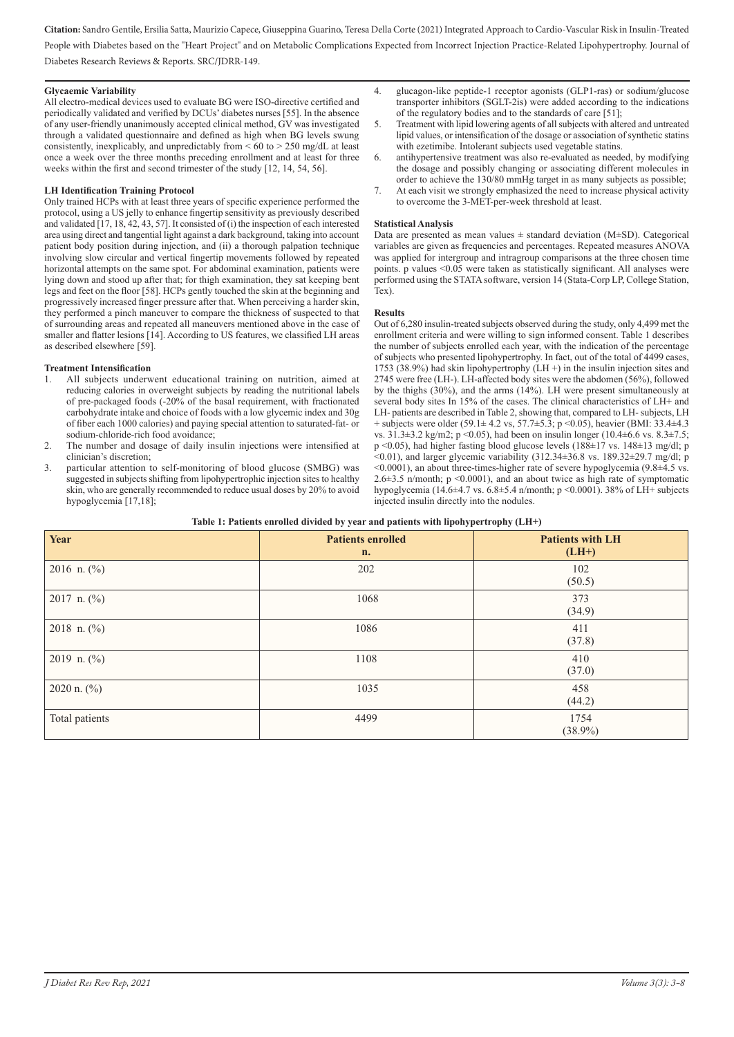### Glycaemic Variability

All electro-medical devices used to evaluate BG were ISO-directive certified and periodically validated and verified by DCUs' diabetes nurses [55]. In the absence of any user-friendly unanimously accepted clinical method, GV was investigated through a validated questionnaire and defined as high when BG levels swung consistently, inexplicably, and unpredictably from < 60 to > 250 mg/dL at least once a week over the three months preceding enrollment and at least for three weeks within the first and second trimester of the study [12, 14, 54, 56].

### LH Identification Training Protocol

Only trained HCPs with at least three years of specific experience performed the protocol, using a US jelly to enhance fingertip sensitivity as previously described and validated [17, 18, 42, 43, 57]. It consisted of (i) the inspection of each interested area using direct and tangential light against a dark background, taking into account patient body position during injection, and (ii) a thorough palpation technique involving slow circular and vertical fingertip movements followed by repeated horizontal attempts on the same spot. For abdominal examination, patients were lying down and stood up after that; for thigh examination, they sat keeping bent legs and feet on the floor [58]. HCPs gently touched the skin at the beginning and progressively increased finger pressure after that. When perceiving a harder skin, they performed a pinch maneuver to compare the thickness of suspected to that of surrounding areas and repeated all maneuvers mentioned above in the case of smaller and flatter lesions [14]. According to US features, we classified LH areas as described elsewhere [59].

### Treatment Intensification

1. All subjects underwent educational training on nutrition, aimed at reducing calories in overweight subjects by reading the nutritional labels of pre-packaged foods (-20% of the basal requirement, with fractionated carbohydrate intake and choice of foods with a low glycemic index and 30g of fiber each 1000 calories) and paying special attention to saturated-fat- or sodium-chloride-rich food avoidance;
2. The number and dosage of daily insulin injections were intensified at clinician's discretion;
3. particular attention to self-monitoring of blood glucose (SMBG) was suggested in subjects shifting from lipohypertrophic injection sites to healthy skin, who are generally recommended to reduce usual doses by 20% to avoid hypoglycemia [17,18];
4. glucagon-like peptide-1 receptor agonists (GLP1-ras) or sodium/glucose transporter inhibitors (SGLT-2is) were added according to the indications of the regulatory bodies and to the standards of care [51];
5. Treatment with lipid lowering agents of all subjects with altered and untreated lipid values, or intensification of the dosage or association of synthetic statins with ezetimibe. Intolerant subjects used vegetable statins.
6. antihypertensive treatment was also re-evaluated as needed, by modifying the dosage and possibly changing or associating different molecules in order to achieve the 130/80 mmHg target in as many subjects as possible;
7. At each visit we strongly emphasized the need to increase physical activity to overcome the 3-MET-per-week threshold at least.

### Statistical Analysis

Data are presented as mean values ± standard deviation (M±SD). Categorical variables are given as frequencies and percentages. Repeated measures ANOVA was applied for intergroup and intragroup comparisons at the three chosen time points. p values <0.05 were taken as statistically significant. All analyses were performed using the STATA software, version 14 (Stata-Corp LP, College Station, Tex).

### Results

Out of 6,280 insulin-treated subjects observed during the study, only 4,499 met the enrollment criteria and were willing to sign informed consent. Table 1 describes the number of subjects enrolled each year, with the indication of the percentage of subjects who presented lipohypertrophy. In fact, out of the total of 4499 cases, 1753 (38.9%) had skin lipohypertrophy (LH +) in the insulin injection sites and 2745 were free (LH-). LH-affected body sites were the abdomen (56%), followed by the thighs (30%), and the arms (14%). LH were present simultaneously at several body sites In 15% of the cases. The clinical characteristics of LH+ and LH- patients are described in Table 2, showing that, compared to LH- subjects, LH + subjects were older (59.1± 4.2 vs, 57.7±5.3; p <0.05), heavier (BMI: 33.4±4.3 vs. 31.3±3.2 kg/m2; p <0.05), had been on insulin longer (10.4±6.6 vs. 8.3±7.5; p <0.05), had higher fasting blood glucose levels (188±17 vs. 148±13 mg/dl; p <0.01), and larger glycemic variability (312.34±36.8 vs. 189.32±29.7 mg/dl; p <0.0001), an about three-times-higher rate of severe hypoglycemia (9.8±4.5 vs. 2.6±3.5 n/month; p <0.0001), and an about twice as high rate of symptomatic hypoglycemia (14.6±4.7 vs. 6.8±5.4 n/month; p <0.0001). 38% of LH+ subjects injected insulin directly into the nodules.

**Table 1: Patients enrolled divided by year and patients with lipohypertrophy (LH+)**

| Year | Patients enrolled n. | Patients with LH (LH+) |
|---|---|---|
| 2016 n. (%) | 202 | 102 (50.5) |
| 2017 n. (%) | 1068 | 373 (34.9) |
| 2018 n. (%) | 1086 | 411 (37.8) |
| 2019 n. (%) | 1108 | 410 (37.0) |
| 2020 n. (%) | 1035 | 458 (44.2) |
| Total patients | 4499 | 1754 (38.9%) |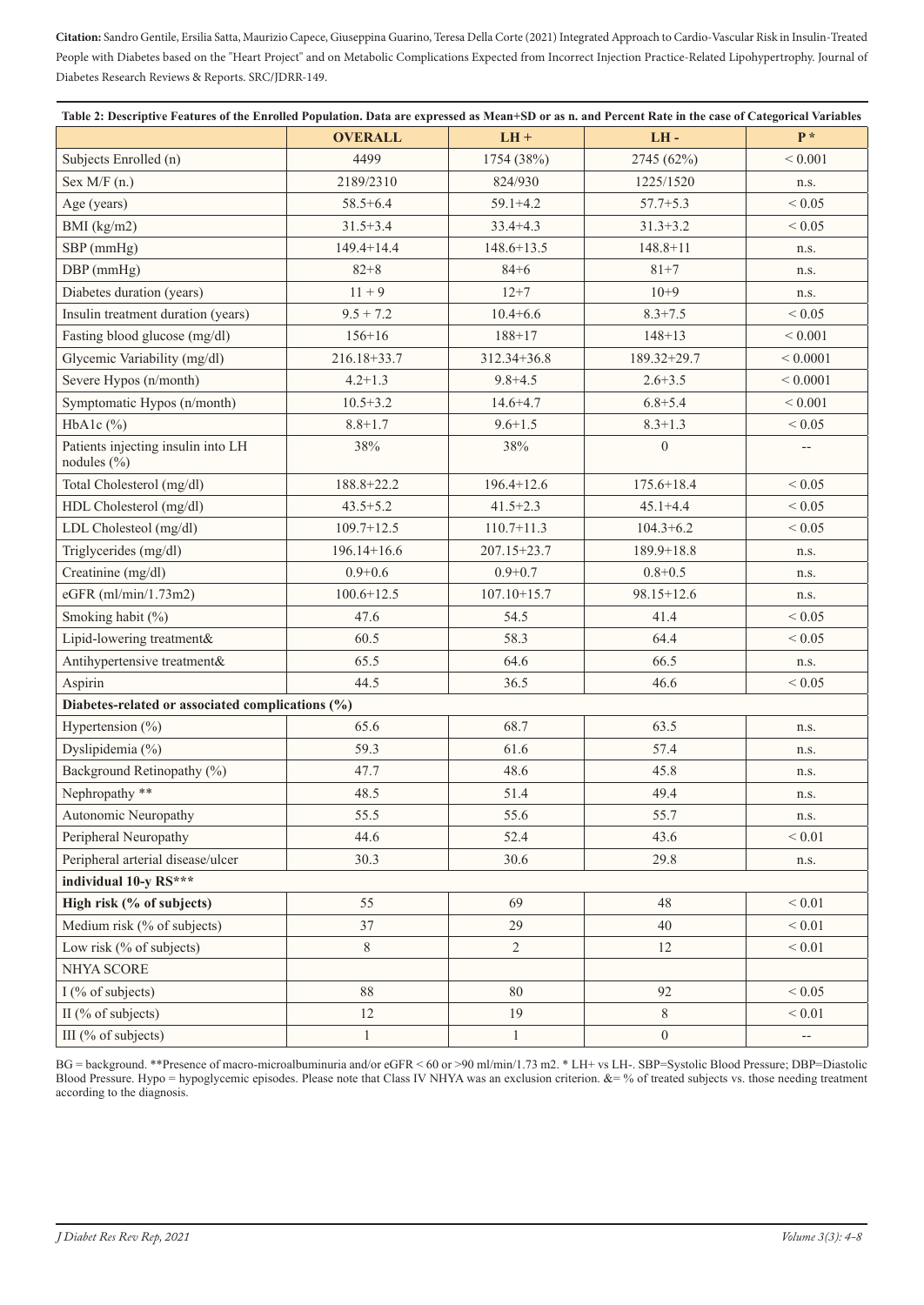**Citation:** Sandro Gentile, Ersilia Satta, Maurizio Capece, Giuseppina Guarino, Teresa Della Corte (2021) Integrated Approach to Cardio-Vascular Risk in Insulin-Treated People with Diabetes based on the "Heart Project" and on Metabolic Complications Expected from Incorrect Injection Practice-Related Lipohypertrophy. Journal of Diabetes Research Reviews & Reports. SRC/JDRR-149.

**Table 2: Descriptive Features of the Enrolled Population. Data are expressed as Mean+SD or as n. and Percent Rate in the case of Categorical Variables**

| | **OVERALL** | **LH +** | **LH -** | **P \*** |
|---|---|---|---|---|
| Subjects Enrolled (n) | 4499 | 1754 (38%) | 2745 (62%) | < 0.001 |
| Sex M/F (n.) | 2189/2310 | 824/930 | 1225/1520 | n.s. |
| Age (years) | 58.5+6.4 | 59.1+4.2 | 57.7+5.3 | < 0.05 |
| BMI (kg/m2) | 31.5+3.4 | 33.4+4.3 | 31.3+3.2 | < 0.05 |
| SBP (mmHg) | 149.4+14.4 | 148.6+13.5 | 148.8+11 | n.s. |
| DBP (mmHg) | 82+8 | 84+6 | 81+7 | n.s. |
| Diabetes duration (years) | 11 + 9 | 12+7 | 10+9 | n.s. |
| Insulin treatment duration (years) | 9.5 + 7.2 | 10.4+6.6 | 8.3+7.5 | < 0.05 |
| Fasting blood glucose (mg/dl) | 156+16 | 188+17 | 148+13 | < 0.001 |
| Glycemic Variability (mg/dl) | 216.18+33.7 | 312.34+36.8 | 189.32+29.7 | < 0.0001 |
| Severe Hypos (n/month) | 4.2+1.3 | 9.8+4.5 | 2.6+3.5 | < 0.0001 |
| Symptomatic Hypos (n/month) | 10.5+3.2 | 14.6+4.7 | 6.8+5.4 | < 0.001 |
| HbA1c (%) | 8.8+1.7 | 9.6+1.5 | 8.3+1.3 | < 0.05 |
| Patients injecting insulin into LH nodules (%) | 38% | 38% | 0 | -- |
| Total Cholesterol (mg/dl) | 188.8+22.2 | 196.4+12.6 | 175.6+18.4 | < 0.05 |
| HDL Cholesterol (mg/dl) | 43.5+5.2 | 41.5+2.3 | 45.1+4.4 | < 0.05 |
| LDL Cholesteol (mg/dl) | 109.7+12.5 | 110.7+11.3 | 104.3+6.2 | < 0.05 |
| Triglycerides (mg/dl) | 196.14+16.6 | 207.15+23.7 | 189.9+18.8 | n.s. |
| Creatinine (mg/dl) | 0.9+0.6 | 0.9+0.7 | 0.8+0.5 | n.s. |
| eGFR (ml/min/1.73m2) | 100.6+12.5 | 107.10+15.7 | 98.15+12.6 | n.s. |
| Smoking habit (%) | 47.6 | 54.5 | 41.4 | < 0.05 |
| Lipid-lowering treatment& | 60.5 | 58.3 | 64.4 | < 0.05 |
| Antihypertensive treatment& | 65.5 | 64.6 | 66.5 | n.s. |
| Aspirin | 44.5 | 36.5 | 46.6 | < 0.05 |
| **Diabetes-related or associated complications (%)** | | | | |
| Hypertension (%) | 65.6 | 68.7 | 63.5 | n.s. |
| Dyslipidemia (%) | 59.3 | 61.6 | 57.4 | n.s. |
| Background Retinopathy (%) | 47.7 | 48.6 | 45.8 | n.s. |
| Nephropathy \*\* | 48.5 | 51.4 | 49.4 | n.s. |
| Autonomic Neuropathy | 55.5 | 55.6 | 55.7 | n.s. |
| Peripheral Neuropathy | 44.6 | 52.4 | 43.6 | < 0.01 |
| Peripheral arterial disease/ulcer | 30.3 | 30.6 | 29.8 | n.s. |
| **individual 10-y RS\*\*\*** | | | | |
| **High risk (% of subjects)** | 55 | 69 | 48 | < 0.01 |
| Medium risk (% of subjects) | 37 | 29 | 40 | < 0.01 |
| Low risk (% of subjects) | 8 | 2 | 12 | < 0.01 |
| NHYA SCORE | | | | |
| I (% of subjects) | 88 | 80 | 92 | < 0.05 |
| II (% of subjects) | 12 | 19 | 8 | < 0.01 |
| III (% of subjects) | 1 | 1 | 0 | -- |

BG = background. **Presence of macro-microalbuminuria and/or eGFR < 60 or >90 ml/min/1.73 m2. * LH+ vs LH-. SBP=Systolic Blood Pressure; DBP=Diastolic Blood Pressure. Hypo = hypoglycemic episodes. Please note that Class IV NHYA was an exclusion criterion. &= % of treated subjects vs. those needing treatment according to the diagnosis.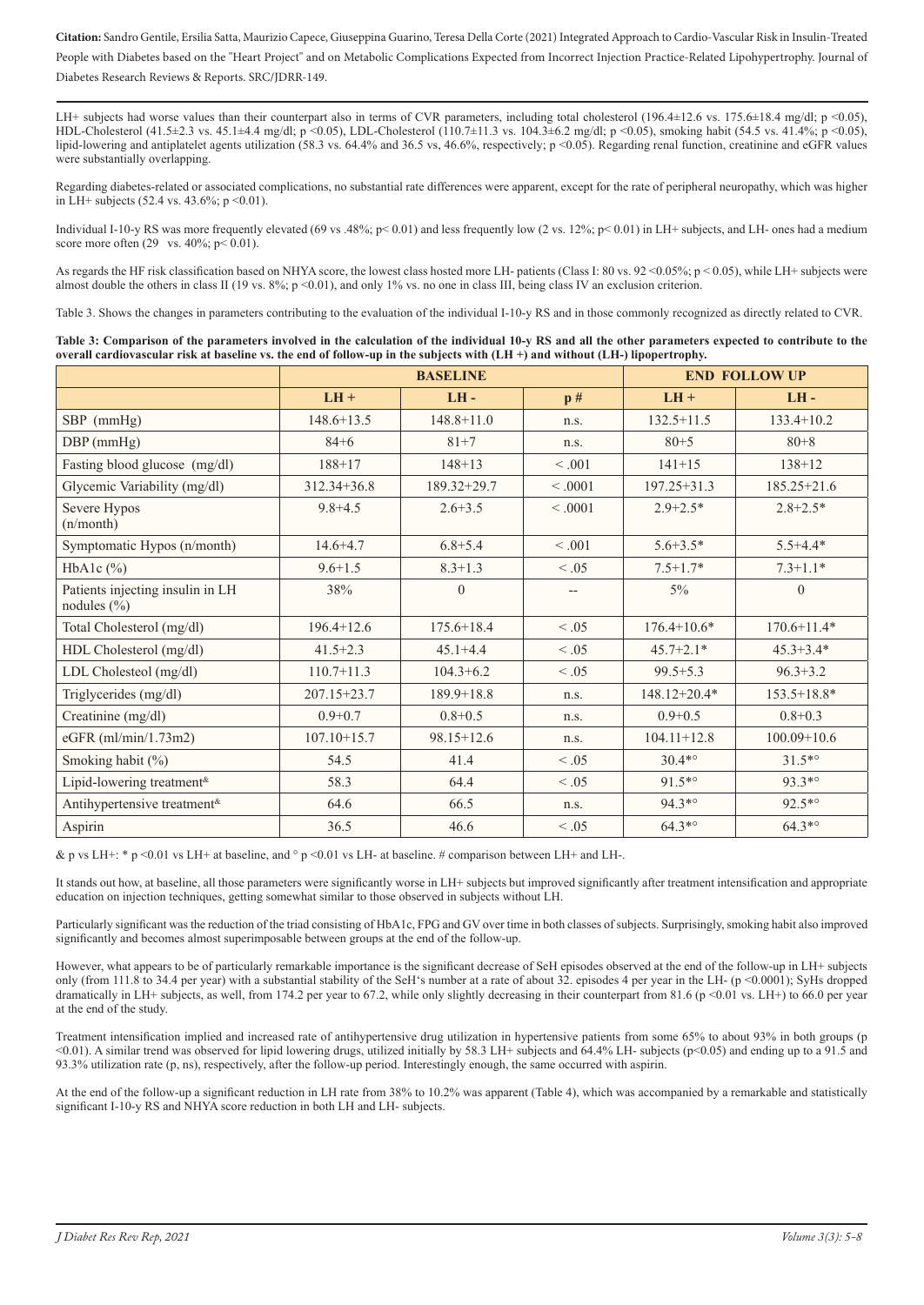LH+ subjects had worse values than their counterpart also in terms of CVR parameters, including total cholesterol (196.4±12.6 vs. 175.6±18.4 mg/dl; $p < 0.05$), HDL-Cholesterol (41.5±2.3 vs. 45.1±4.4 mg/dl; $p < 0.05$), LDL-Cholesterol (110.7±11.3 vs. 104.3±6.2 mg/dl; $p < 0.05$), smoking habit (54.5 vs. 41.4%; $p < 0.05$), lipid-lowering and antiplatelet agents utilization (58.3 vs. 64.4% and 36.5 vs, 46.6%, respectively; $p < 0.05$). Regarding renal function, creatinine and eGFR values were substantially overlapping.

Regarding diabetes-related or associated complications, no substantial rate differences were apparent, except for the rate of peripheral neuropathy, which was higher in LH+ subjects (52.4 vs. 43.6%; $p < 0.01$).

Individual I-10-y RS was more frequently elevated (69 vs .48%; $p < 0.01$) and less frequently low (2 vs. 12%; $p < 0.01$) in LH+ subjects, and LH- ones had a medium score more often (29 vs. 40%; $p < 0.01$).

As regards the HF risk classification based on NHYA score, the lowest class hosted more LH- patients (Class I: 80 vs. 92 <0.05%; $p < 0.05$), while LH+ subjects were almost double the others in class II (19 vs. 8%; $p < 0.01$), and only 1% vs. no one in class III, being class IV an exclusion criterion.

Table 3. Shows the changes in parameters contributing to the evaluation of the individual I-10-y RS and in those commonly recognized as directly related to CVR.

**Table 3: Comparison of the parameters involved in the calculation of the individual 10-y RS and all the other parameters expected to contribute to the overall cardiovascular risk at baseline vs. the end of follow-up in the subjects with (LH +) and without (LH-) lipopertrophy.**

| | BASELINE | | | END FOLLOW UP | |
|---|---|---|---|---|---|
| | LH + | LH - | p # | LH + | LH - |
| SBP (mmHg) | 148.6+13.5 | 148.8+11.0 | n.s. | 132.5+11.5 | 133.4+10.2 |
| DBP (mmHg) | 84+6 | 81+7 | n.s. | 80+5 | 80+8 |
| Fasting blood glucose (mg/dl) | 188+17 | 148+13 | < .001 | 141+15 | 138+12 |
| Glycemic Variability (mg/dl) | 312.34+36.8 | 189.32+29.7 | < .0001 | 197.25+31.3 | 185.25+21.6 |
| Severe Hypos (n/month) | 9.8+4.5 | 2.6+3.5 | < .0001 | 2.9+2.5* | 2.8+2.5* |
| Symptomatic Hypos (n/month) | 14.6+4.7 | 6.8+5.4 | < .001 | 5.6+3.5* | 5.5+4.4* |
| HbA1c (%) | 9.6+1.5 | 8.3+1.3 | < .05 | 7.5+1.7* | 7.3+1.1* |
| Patients injecting insulin in LH nodules (%) | 38% | 0 | -- | 5% | 0 |
| Total Cholesterol (mg/dl) | 196.4+12.6 | 175.6+18.4 | < .05 | 176.4+10.6* | 170.6+11.4* |
| HDL Cholesterol (mg/dl) | 41.5+2.3 | 45.1+4.4 | < .05 | 45.7+2.1* | 45.3+3.4* |
| LDL Cholesteol (mg/dl) | 110.7+11.3 | 104.3+6.2 | < .05 | 99.5+5.3 | 96.3+3.2 |
| Triglycerides (mg/dl) | 207.15+23.7 | 189.9+18.8 | n.s. | 148.12+20.4* | 153.5+18.8* |
| Creatinine (mg/dl) | 0.9+0.7 | 0.8+0.5 | n.s. | 0.9+0.5 | 0.8+0.3 |
| eGFR (ml/min/1.73m2) | 107.10+15.7 | 98.15+12.6 | n.s. | 104.11+12.8 | 100.09+10.6 |
| Smoking habit (%) | 54.5 | 41.4 | < .05 | 30.4*° | 31.5*° |
| Lipid-lowering treatment& | 58.3 | 64.4 | < .05 | 91.5*° | 93.3*° |
| Antihypertensive treatment& | 64.6 | 66.5 | n.s. | 94.3*° | 92.5*° |
| Aspirin | 36.5 | 46.6 | < .05 | 64.3*° | 64.3*° |

& p vs LH+: * $p < 0.01$ vs LH+ at baseline, and ° $p < 0.01$ vs LH- at baseline. # comparison between LH+ and LH-.

It stands out how, at baseline, all those parameters were significantly worse in LH+ subjects but improved significantly after treatment intensification and appropriate education on injection techniques, getting somewhat similar to those observed in subjects without LH.

Particularly significant was the reduction of the triad consisting of HbA1c, FPG and GV over time in both classes of subjects. Surprisingly, smoking habit also improved significantly and becomes almost superimposable between groups at the end of the follow-up.

However, what appears to be of particularly remarkable importance is the significant decrease of SeH episodes observed at the end of the follow-up in LH+ subjects only (from 111.8 to 34.4 per year) with a substantial stability of the SeH's number at a rate of about 32. episodes 4 per year in the LH- ($p < 0.0001$); SyHs dropped dramatically in LH+ subjects, as well, from 174.2 per year to 67.2, while only slightly decreasing in their counterpart from 81.6 ($p < 0.01$ vs. LH+) to 66.0 per year at the end of the study.

Treatment intensification implied and increased rate of antihypertensive drug utilization in hypertensive patients from some 65% to about 93% in both groups ($p < 0.01$). A similar trend was observed for lipid lowering drugs, utilized initially by 58.3 LH+ subjects and 64.4% LH- subjects ($p < 0.05$) and ending up to a 91.5 and 93.3% utilization rate (p, ns), respectively, after the follow-up period. Interestingly enough, the same occurred with aspirin.

At the end of the follow-up a significant reduction in LH rate from 38% to 10.2% was apparent (Table 4), which was accompanied by a remarkable and statistically significant I-10-y RS and NHYA score reduction in both LH and LH- subjects.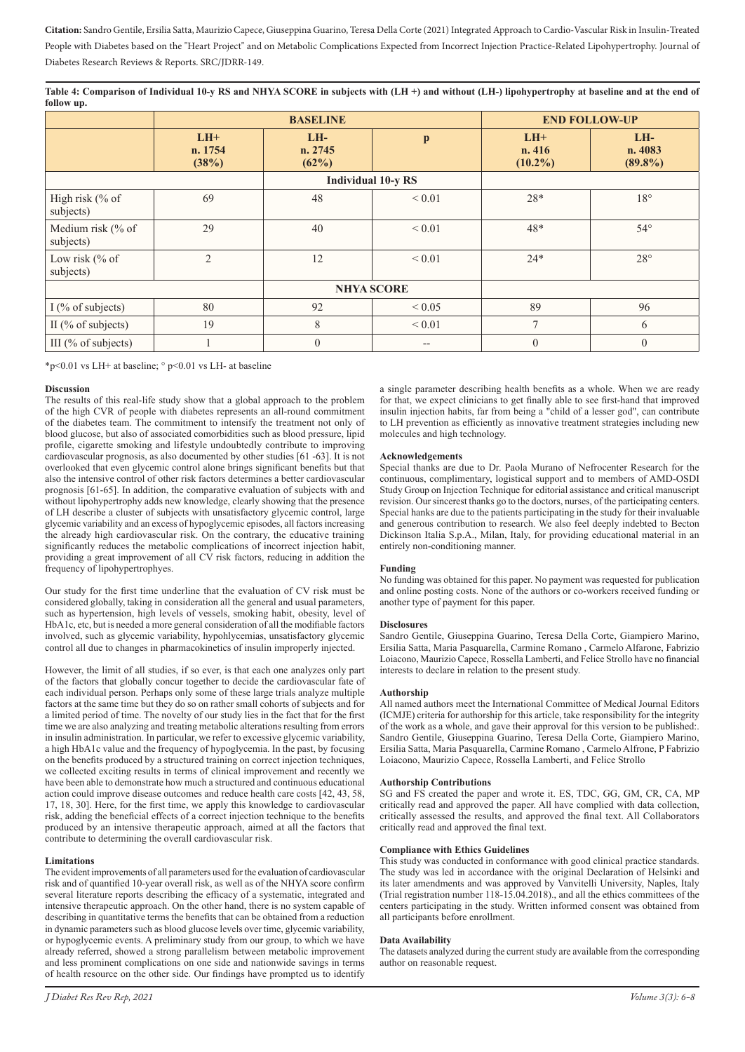**Table 4: Comparison of Individual 10-y RS and NHYA SCORE in subjects with (LH +) and without (LH-) lipohypertrophy at baseline and at the end of follow up.**

| | BASELINE | | | END FOLLOW-UP | |
|---|---|---|---|---|---|
| | LH+ n. 1754 (38%) | LH- n. 2745 (62%) | p | LH+ n. 416 (10.2%) | LH- n. 4083 (89.8%) |
| | | Individual 10-y RS | | | |
| High risk (% of subjects) | 69 | 48 | < 0.01 | 28* | 18° |
| Medium risk (% of subjects) | 29 | 40 | < 0.01 | 48* | 54° |
| Low risk (% of subjects) | 2 | 12 | < 0.01 | 24* | 28° |
| | | NHYA SCORE | | | |
| I (% of subjects) | 80 | 92 | < 0.05 | 89 | 96 |
| II (% of subjects) | 19 | 8 | < 0.01 | 7 | 6 |
| III (% of subjects) | 1 | 0 | -- | 0 | 0 |

*p<0.01 vs LH+ at baseline; ° p<0.01 vs LH- at baseline

## Discussion

The results of this real-life study show that a global approach to the problem of the high CVR of people with diabetes represents an all-round commitment of the diabetes team. The commitment to intensify the treatment not only of blood glucose, but also of associated comorbidities such as blood pressure, lipid profile, cigarette smoking and lifestyle undoubtedly contribute to improving cardiovascular prognosis, as also documented by other studies [61 -63]. It is not overlooked that even glycemic control alone brings significant benefits but that also the intensive control of other risk factors determines a better cardiovascular prognosis [61-65]. In addition, the comparative evaluation of subjects with and without lipohypertrophy adds new knowledge, clearly showing that the presence of LH describe a cluster of subjects with unsatisfactory glycemic control, large glycemic variability and an excess of hypoglycemic episodes, all factors increasing the already high cardiovascular risk. On the contrary, the educative training significantly reduces the metabolic complications of incorrect injection habit, providing a great improvement of all CV risk factors, reducing in addition the frequency of lipohypertrophyes.

Our study for the first time underline that the evaluation of CV risk must be considered globally, taking in consideration all the general and usual parameters, such as hypertension, high levels of vessels, smoking habit, obesity, level of HbA1c, etc, but is needed a more general consideration of all the modifiable factors involved, such as glycemic variability, hypohlycemias, unsatisfactory glycemic control all due to changes in pharmacokinetics of insulin improperly injected.

However, the limit of all studies, if so ever, is that each one analyzes only part of the factors that globally concur together to decide the cardiovascular fate of each individual person. Perhaps only some of these large trials analyze multiple factors at the same time but they do so on rather small cohorts of subjects and for a limited period of time. The novelty of our study lies in the fact that for the first time we are also analyzing and treating metabolic alterations resulting from errors in insulin administration. In particular, we refer to excessive glycemic variability, a high HbA1c value and the frequency of hypoglycemia. In the past, by focusing on the benefits produced by a structured training on correct injection techniques, we collected exciting results in terms of clinical improvement and recently we have been able to demonstrate how much a structured and continuous educational action could improve disease outcomes and reduce health care costs [42, 43, 58, 17, 18, 30]. Here, for the first time, we apply this knowledge to cardiovascular risk, adding the beneficial effects of a correct injection technique to the benefits produced by an intensive therapeutic approach, aimed at all the factors that contribute to determining the overall cardiovascular risk.

## Limitations

The evident improvements of all parameters used for the evaluation of cardiovascular risk and of quantified 10-year overall risk, as well as of the NHYA score confirm several literature reports describing the efficacy of a systematic, integrated and intensive therapeutic approach. On the other hand, there is no system capable of describing in quantitative terms the benefits that can be obtained from a reduction in dynamic parameters such as blood glucose levels over time, glycemic variability, or hypoglycemic events. A preliminary study from our group, to which we have already referred, showed a strong parallelism between metabolic improvement and less prominent complications on one side and nationwide savings in terms of health resource on the other side. Our findings have prompted us to identify a single parameter describing health benefits as a whole. When we are ready for that, we expect clinicians to get finally able to see first-hand that improved insulin injection habits, far from being a "child of a lesser god", can contribute to LH prevention as efficiently as innovative treatment strategies including new molecules and high technology.

## Acknowledgements

Special thanks are due to Dr. Paola Murano of Nefrocenter Research for the continuous, complimentary, logistical support and to members of AMD-OSDI Study Group on Injection Technique for editorial assistance and critical manuscript revision. Our sincerest thanks go to the doctors, nurses, of the participating centers. Special hanks are due to the patients participating in the study for their invaluable and generous contribution to research. We also feel deeply indebted to Becton Dickinson Italia S.p.A., Milan, Italy, for providing educational material in an entirely non-conditioning manner.

## Funding

No funding was obtained for this paper. No payment was requested for publication and online posting costs. None of the authors or co-workers received funding or another type of payment for this paper.

## Disclosures

Sandro Gentile, Giuseppina Guarino, Teresa Della Corte, Giampiero Marino, Ersilia Satta, Maria Pasquarella, Carmine Romano , Carmelo Alfarone, Fabrizio Loiacono, Maurizio Capece, Rossella Lamberti, and Felice Strollo have no financial interests to declare in relation to the present study.

## Authorship

All named authors meet the International Committee of Medical Journal Editors (ICMJE) criteria for authorship for this article, take responsibility for the integrity of the work as a whole, and gave their approval for this version to be published:. Sandro Gentile, Giuseppina Guarino, Teresa Della Corte, Giampiero Marino, Ersilia Satta, Maria Pasquarella, Carmine Romano , Carmelo Alfrone, P Fabrizio Loiacono, Maurizio Capece, Rossella Lamberti, and Felice Strollo

## Authorship Contributions

SG and FS created the paper and wrote it. ES, TDC, GG, GM, CR, CA, MP critically read and approved the paper. All have complied with data collection, critically assessed the results, and approved the final text. All Collaborators critically read and approved the final text.

## Compliance with Ethics Guidelines

This study was conducted in conformance with good clinical practice standards. The study was led in accordance with the original Declaration of Helsinki and its later amendments and was approved by Vanvitelli University, Naples, Italy (Trial registration number 118-15.04.2018)., and all the ethics committees of the centers participating in the study. Written informed consent was obtained from all participants before enrollment.

## Data Availability

The datasets analyzed during the current study are available from the corresponding author on reasonable request.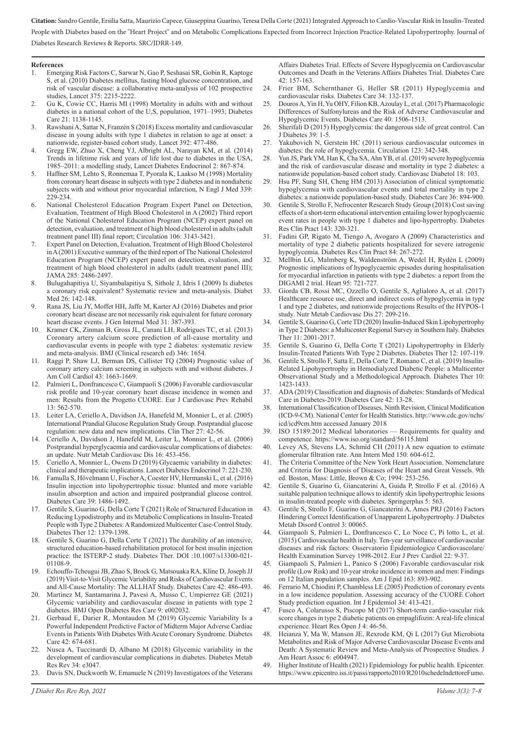**References**

1. Emerging Risk Factors C, Sarwar N, Gao P, Seshasai SR, Gobin R, Kaptoge S, et al. (2010) Diabetes mellitus, fasting blood glucose concentration, and risk of vascular disease: a collaborative meta-analysis of 102 prospective studies, Lancet 375: 2215-2222.
2. Gu K, Cowie CC, Harris MI (1998) Mortality in adults with and without diabetes in a national cohort of the U,S, population, 1971–1993; Diabetes Care 21: 1138-1145.
3. Rawshani A, Sattar N, Franzén S (2018) Excess mortality and cardiovascular disease in young adults with type 1 diabetes in relation to age at onset: a nationwide, register-based cohort study, Lancet 392: 477-486.
4. Gregg EW, Zhuo X, Cheng YJ, Albright AL, Narayan KM, et al. (2014) Trends in lifetime risk and years of life lost due to diabetes in the USA, 1985–2011: a modelling study, Lancet Diabetes Endocrinol 2: 867-874.
5. Haffner SM, Lehto S, Ronnemaa T, Pyorala K, Laakso M (1998) Mortality from coronary heart disease in subjects with type 2 diabetes and in nondiabetic subjects with and without prior myocardial infarction, N Engl J Med 339: 229-234.
6. National Cholesterol Education Program Expert Panel on Detection, Evaluation, Treatment of High Blood Cholesterol in A (2002) Third report of the National Cholesterol Education Program (NCEP) expert panel on detection, evaluation, and treatment of high blood cholesterol in adults (adult treatment panel III) final report; Circulation 106: 3143-3421.
7. Expert Panel on Detection, Evaluation, Treatment of High Blood Cholesterol in A (2001) Executive summary of the third report of The National Cholesterol Education Program (NCEP) expert panel on detection, evaluation, and treatment of high blood cholesterol in adults (adult treatment panel III); JAMA 285: 2486-2497.
8. Bulugahapitiya U, Siyambalapitiya S, Sithole J, Idris I (2009) Is diabetes a coronary risk equivalent? Systematic review and meta-analysis. Diabet Med 26: 142-148.
9. Rana JS, Liu JY, Moffet HH, Jaffe M, Karter AJ (2016) Diabetes and prior coronary heart disease are not necessarily risk equivalent for future coronary heart disease events. J Gen Internal Med 31: 387-393.
10. Kramer CK, Zinman B, Gross JL, Canani LH, Rodrigues TC, et al. (2013) Coronary artery calcium score prediction of all-cause mortality and cardiovascular events in people with type 2 diabetes: systematic review and meta-analysis. BMJ (Clinical research ed) 346: 1654.
11. Raggi P, Shaw LJ, Berman DS, Callister TQ (2004) Prognostic value of coronary artery calcium screening in subjects with and without diabetes. J Am Coll Cardiol 43: 1663-1669.
12. Palmieri L, Donfrancesco C, Giampaoli S (2006) Favorable cardiovascular risk profile and 10-year coronary heart disease incidence in women and men: Results from the Progetto CUORE. Eur J Cardiovasc Prev Rehabil 13: 562-570.
13. Leiter LA, Ceriello A, Davidson JA, Hanefeld M, Monnier L, et al. (2005) International Prandial Glucose Regulation Study Group. Postprandial glucose regulation: new data and new implications. Clin Ther 27: 42-56.
14. Ceriello A, Davidson J, Hanefeld M, Leiter L, Monnier L, et al. (2006) Postprandial hyperglycaemia and cardiovascular complications of diabetes: an update. Nutr Metab Cardiovasc Dis 16: 453-456.
15. Ceriello A, Monnier L, Owens D (2019) Glycaemic variability in diabetes: clinical and therapeutic implications. Lancet Diabetes Endocrinol 7: 221-230.
16. Famulla S, Hövelmann U, Fischer A, Coester HV, Hermanski L, et al. (2016) Insulin injection into lipohypertrophic tissue: blunted and more variable insulin absorption and action and impaired postprandial glucose control. Diabetes Care 39: 1486-1492.
17. Gentile S, Guarino G, Della Corte T (2021) Role of Structured Education in Reducing Lypodistrophy and its Metabolic Complications in Insulin-Treated People with Type 2 Diabetes: A Randomized Multicenter Case-Control Study. Diabetes Ther 12: 1379-1398.
18. Gentile S, Guarino G, Della Corte T (2021) The durability of an intensive, structured education-based rehabilitation protocol for best insulin injection practice: the ISTERP-2 study. Diabetes Ther. DOI :10.1007/s13300-021-01108-9.
19. Echouffo-Tcheugui JB, Zhao S, Brock G, Matsouaka RA, Kline D, Joseph JJ (2019) Visit-to-Visit Glycemic Variability and Risks of Cardiovascular Events and All-Cause Mortality: The ALLHAT Study. Diabetes Care 42: 486-493.
20. Martinez M, Santamarina J, Pavesi A, Musso C, Umpierrez GE (2021) Glycemic variability and cardiovascular disease in patients with type 2 diabetes. BMJ Open Diabetes Res Care 9: e002032.
21. Gerbaud E, Darier R, Montaudon M (2019) Glycemic Variability Is a Powerful Independent Predictive Factor of Midterm Major Adverse Cardiac Events in Patients With Diabetes With Acute Coronary Syndrome. Diabetes Care 42: 674-681.
22. Nusca A, Tuccinardi D, Albano M (2018) Glycemic variability in the development of cardiovascular complications in diabetes. Diabetes Metab Res Rev 34: e3047.
23. Davis SN, Duckworth W, Emanuele N (2019) Investigators of the Veterans Affairs Diabetes Trial. Effects of Severe Hypoglycemia on Cardiovascular Outcomes and Death in the Veterans Affairs Diabetes Trial. Diabetes Care 42: 157-163.
24. Frier BM, Schernthaner G, Heller SR (2011) Hypoglycemia and cardiovascular risks. Diabetes Care 34: 132-137.
25. Douros A, Yin H, Yu OHY, Filion KB, Azoulay L, et al. (2017) Pharmacologic Differences of Sulfonylureas and the Risk of Adverse Cardiovascular and Hypoglycemic Events. Diabetes Care 40: 1506-1513.
26. Sherifali D (2015) Hypoglycemia: the dangerous side of great control. Can J Diabetes 39: 1-5.
27. Yakubovich N, Gerstein HC (2011) serious cardiovascular outcomes in diabetes: the role of hypoglycemia. Circulation 123: 342-348.
28. Yun JS, Park YM, Han K, Cha SA, Ahn YB, et al. (2019) severe hypoglycemia and the risk of cardiovascular disease and mortality in type 2 diabetes: a nationwide population-based cohort study. Cardiovasc Diabetol 18: 103.
29. Hsu PF, Sung SH, Cheng HM (2013) Association of clinical symptomatic hypoglycemia with cardiovascular events and total mortality in type 2 diabetes: a nationwide population-based study. Diabetes Care 36: 894-900.
30. Gentile S, Strollo F, Nefrocenter Research Study Group (2018) Cost saving effects of a short-term educational intervention entailing lower hypoglycaemic event rates in people with type 1 diabetes and lipo-hypertrophy. Diabetes Res Clin Pract 143: 320-321.
31. Fadini GP, Rigato M, Tiengo A, Avogaro A (2009) Characteristics and mortality of type 2 diabetic patients hospitalized for severe iatrogenic hypoglycemia. Diabetes Res Clin Pract 84: 267-272.
32. Mellbin LG, Malmberg K, Waldenström A, Wedel H, Rydén L (2009) Prognostic implications of hypoglycaemic episodes during hospitalisation for myocardial infarction in patients with type 2 diabetes: a report from the DIGAMI 2 trial. Heart 95: 721-727.
33. Giorda CB, Rossi MC, Ozzello O, Gentile S, Aglialoro A, et al. (2017) Healthcare resource use, direct and indirect costs of hypoglycemia in type 1 and type 2 diabetes, and nationwide projections Results of the HYPOS-1 study. Nutr Metab Cardiovasc Dis 27: 209-216.
34. Gentile S, Guarino G, Corte TD (2020) Insulin-Induced Skin Lipohypertrophy in Type 2 Diabetes: a Multicenter Regional Survey in Southern Italy. Diabetes Ther 11: 2001-2017.
35. Gentile S, Guarino G, Della Corte T (2021) Lipohypertrophy in Elderly Insulin-Treated Patients With Type 2 Diabetes. Diabetes Ther 12: 107-119.
36. Gentile S, Strollo F, Satta E, Della Corte T, Romano C, et al. (2019) Insulin-Related Lipohypertrophy in Hemodialyzed Diabetic People: a Multicenter Observational Study and a Methodological Approach. Diabetes Ther 10: 1423-1433.
37. ADA (2019) Classification and diagnosis of diabetes: Standards of Medical Care in Diabetes-2019. Diabetes Care 42: 13-28.
38. International Classification of Diseases, Ninth Revision, Clinical Modification (ICD-9-CM). National Center for Health Statistics. http://www.cdc.gov/nchs/icd/icd9cm.htm accessed January 2018
39. ISO 15189:2012 Medical laboratories — Requirements for quality and competence. https://www.iso.org/standard/56115.html
40. Levey AS, Stevens LA, Schmid CH (2011) A new equation to estimate glomerular filtration rate. Ann Intern Med 150: 604-612.
41. The Criteria Committee of the New York Heart Association. Nomenclature and Criteria for Diagnosis of Diseases of the Heart and Great Vessels. 9th ed. Boston, Mass: Little, Brown & Co; 1994: 253-256.
42. Gentile S, Guarino G, Giancaterini A, Guida P, Strollo F et al. (2016) A suitable palpation technique allows to identify skin lipohypertrophic lesions in insulin-treated people with diabetes. Springerplus 5: 563.
43. Gentile S, Strollo F, Guarino G, Giancaterini A, Ames PRJ (2016) Factors Hindering Correct Identification of Unapparent Lipohypertrophy. J Diabetes Metab Disord Control 3: 00065.
44. Giampaoli S, Palmieri L, Donfrancesco C, Lo Noce C, Pi lotto L, et al. (2015) Cardiovascular health in Italy. Ten-year surveillance of cardiovascular diseases and risk factors: Osservatorio Epidemiologico Cardiovascolare/ Health Examination Survey 1998-2012. Eur J Prev Cardiol 22: 9-37.
45. Giampaoli S, Palmieri L, Panico S (2006) Favorable cardiovascular risk profile (Low Risk) and 10-year stroke incidence in women and men: Findings on 12 Italian population samples. Am J Epid 163: 893-902.
46. Ferrario M, Chiodini P, Chambless LE (2005) Prediction of coronary events in a low incidence population. Assessing accuracy of the CUORE Cohort Study prediction equation. Int J Epidemiol 34: 413-421.
47. Fusco A, Colarusso S, Piscopo M (2017) Short-term cardio-vascular risk score changes in type 2 diabetic patients on empagliflozin: A real-life clinical experience. Heart Res Open J 4: 46-56.
48. Heianza Y, Ma W, Manson JE, Rexrode KM, Qi L (2017) Gut Microbiota Metabolites and Risk of Major Adverse Cardiovascular Disease Events and Death: A Systematic Review and Meta-Analysis of Prospective Studies. J Am Heart Assoc 6: e004947.
49. Higher Institute of Health (2021) Epidemiology for public health. Epicenter. https://www.epicentro.iss.it/passi/rapporto2010/R2010schedeIndettoreFumo.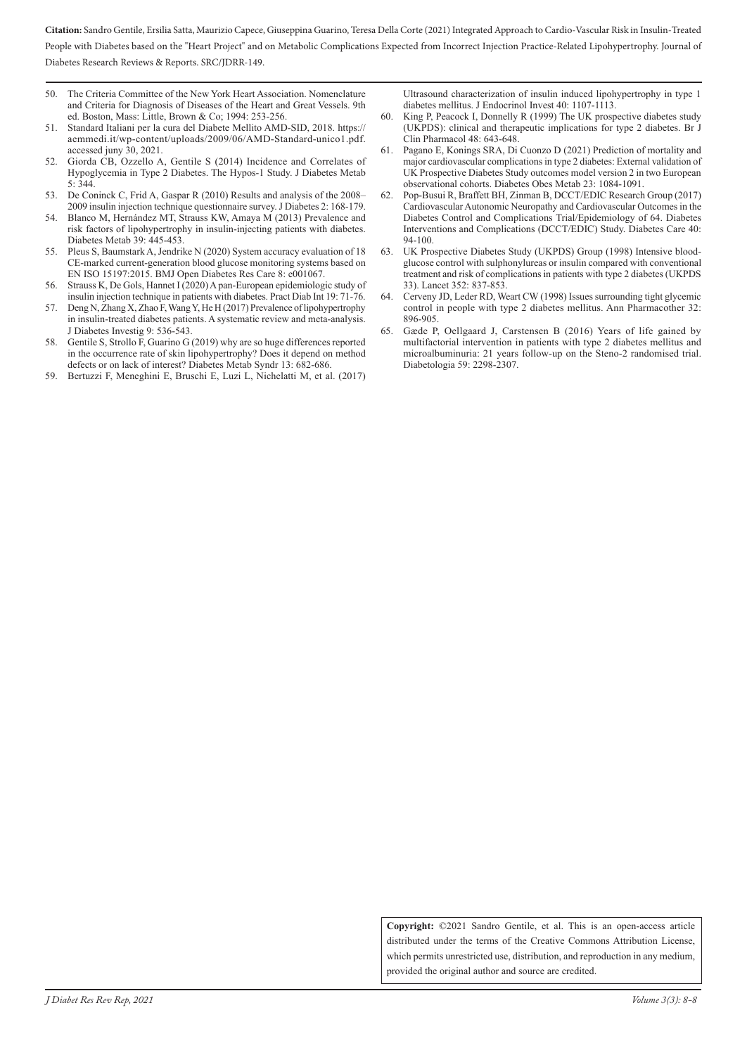50. The Criteria Committee of the New York Heart Association. Nomenclature and Criteria for Diagnosis of Diseases of the Heart and Great Vessels. 9th ed. Boston, Mass: Little, Brown & Co; 1994: 253-256.
51. Standard Italiani per la cura del Diabete Mellito AMD-SID, 2018. https://aemmedi.it/wp-content/uploads/2009/06/AMD-Standard-unico1.pdf. accessed juny 30, 2021.
52. Giorda CB, Ozzello A, Gentile S (2014) Incidence and Correlates of Hypoglycemia in Type 2 Diabetes. The Hypos-1 Study. J Diabetes Metab 5: 344.
53. De Coninck C, Frid A, Gaspar R (2010) Results and analysis of the 2008–2009 insulin injection technique questionnaire survey. J Diabetes 2: 168-179.
54. Blanco M, Hernández MT, Strauss KW, Amaya M (2013) Prevalence and risk factors of lipohypertrophy in insulin-injecting patients with diabetes. Diabetes Metab 39: 445-453.
55. Pleus S, Baumstark A, Jendrike N (2020) System accuracy evaluation of 18 CE-marked current-generation blood glucose monitoring systems based on EN ISO 15197:2015. BMJ Open Diabetes Res Care 8: e001067.
56. Strauss K, De Gols, Hannet I (2020) A pan-European epidemiologic study of insulin injection technique in patients with diabetes. Pract Diab Int 19: 71-76.
57. Deng N, Zhang X, Zhao F, Wang Y, He H (2017) Prevalence of lipohypertrophy in insulin-treated diabetes patients. A systematic review and meta-analysis. J Diabetes Investig 9: 536-543.
58. Gentile S, Strollo F, Guarino G (2019) why are so huge differences reported in the occurrence rate of skin lipohypertrophy? Does it depend on method defects or on lack of interest? Diabetes Metab Syndr 13: 682-686.
59. Bertuzzi F, Meneghini E, Bruschi E, Luzi L, Nichelatti M, et al. (2017) Ultrasound characterization of insulin induced lipohypertrophy in type 1 diabetes mellitus. J Endocrinol Invest 40: 1107-1113.
60. King P, Peacock I, Donnelly R (1999) The UK prospective diabetes study (UKPDS): clinical and therapeutic implications for type 2 diabetes. Br J Clin Pharmacol 48: 643-648.
61. Pagano E, Konings SRA, Di Cuonzo D (2021) Prediction of mortality and major cardiovascular complications in type 2 diabetes: External validation of UK Prospective Diabetes Study outcomes model version 2 in two European observational cohorts. Diabetes Obes Metab 23: 1084-1091.
62. Pop-Busui R, Braffett BH, Zinman B, DCCT/EDIC Research Group (2017) Cardiovascular Autonomic Neuropathy and Cardiovascular Outcomes in the Diabetes Control and Complications Trial/Epidemiology of 64. Diabetes Interventions and Complications (DCCT/EDIC) Study. Diabetes Care 40: 94-100.
63. UK Prospective Diabetes Study (UKPDS) Group (1998) Intensive blood-glucose control with sulphonylureas or insulin compared with conventional treatment and risk of complications in patients with type 2 diabetes (UKPDS 33). Lancet 352: 837-853.
64. Cerveny JD, Leder RD, Weart CW (1998) Issues surrounding tight glycemic control in people with type 2 diabetes mellitus. Ann Pharmacother 32: 896-905.
65. Gæde P, Oellgaard J, Carstensen B (2016) Years of life gained by multifactorial intervention in patients with type 2 diabetes mellitus and microalbuminuria: 21 years follow-up on the Steno-2 randomised trial. Diabetologia 59: 2298-2307.

**Copyright:** ©2021 Sandro Gentile, et al. This is an open-access article distributed under the terms of the Creative Commons Attribution License, which permits unrestricted use, distribution, and reproduction in any medium, provided the original author and source are credited.